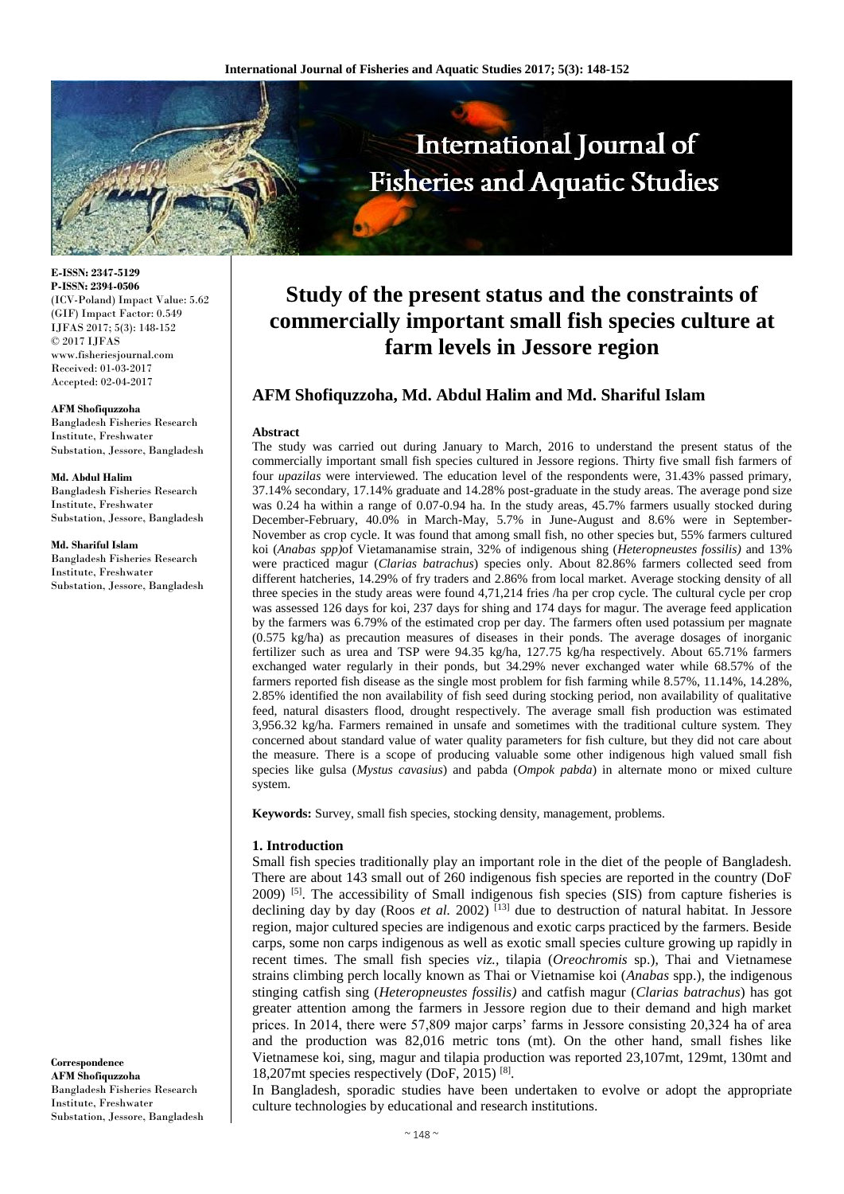**E-ISSN: 2347-5129**
**P-ISSN: 2394-0506**
(ICV-Poland) Impact Value: 5.62
(GIF) Impact Factor: 0.549
IJFAS 2017; 5(3): 148-152
© 2017 IJFAS
www.fisheriesjournal.com
Received: 01-03-2017
Accepted: 02-04-2017

**AFM Shofiquzzoha**
Bangladesh Fisheries Research Institute, Freshwater Substation, Jessore, Bangladesh

**Md. Abdul Halim**
Bangladesh Fisheries Research Institute, Freshwater Substation, Jessore, Bangladesh

**Md. Shariful Islam**
Bangladesh Fisheries Research Institute, Freshwater Substation, Jessore, Bangladesh

**Correspondence**
**AFM Shofiquzzoha**
Bangladesh Fisheries Research Institute, Freshwater Substation, Jessore, Bangladesh

# Study of the present status and the constraints of commercially important small fish species culture at farm levels in Jessore region

## AFM Shofiquzzoha, Md. Abdul Halim and Md. Shariful Islam

### Abstract

The study was carried out during January to March, 2016 to understand the present status of the commercially important small fish species cultured in Jessore regions. Thirty five small fish farmers of four *upazilas* were interviewed. The education level of the respondents were, 31.43% passed primary, 37.14% secondary, 17.14% graduate and 14.28% post-graduate in the study areas. The average pond size was 0.24 ha within a range of 0.07-0.94 ha. In the study areas, 45.7% farmers usually stocked during December-February, 40.0% in March-May, 5.7% in June-August and 8.6% were in September-November as crop cycle. It was found that among small fish, no other species but, 55% farmers cultured koi (*Anabas spp)*of Vietamanamise strain, 32% of indigenous shing (*Heteropneustes fossilis)* and 13% were practiced magur (*Clarias batrachus*) species only. About 82.86% farmers collected seed from different hatcheries, 14.29% of fry traders and 2.86% from local market. Average stocking density of all three species in the study areas were found 4,71,214 fries /ha per crop cycle. The cultural cycle per crop was assessed 126 days for koi, 237 days for shing and 174 days for magur. The average feed application by the farmers was 6.79% of the estimated crop per day. The farmers often used potassium per magnate (0.575 kg/ha) as precaution measures of diseases in their ponds. The average dosages of inorganic fertilizer such as urea and TSP were 94.35 kg/ha, 127.75 kg/ha respectively. About 65.71% farmers exchanged water regularly in their ponds, but 34.29% never exchanged water while 68.57% of the farmers reported fish disease as the single most problem for fish farming while 8.57%, 11.14%, 14.28%, 2.85% identified the non availability of fish seed during stocking period, non availability of qualitative feed, natural disasters flood, drought respectively. The average small fish production was estimated 3,956.32 kg/ha. Farmers remained in unsafe and sometimes with the traditional culture system. They concerned about standard value of water quality parameters for fish culture, but they did not care about the measure. There is a scope of producing valuable some other indigenous high valued small fish species like gulsa (*Mystus cavasius*) and pabda (*Ompok pabda*) in alternate mono or mixed culture system.

**Keywords:** Survey, small fish species, stocking density, management, problems.

### 1. Introduction

Small fish species traditionally play an important role in the diet of the people of Bangladesh. There are about 143 small out of 260 indigenous fish species are reported in the country (DoF 2009) [5]. The accessibility of Small indigenous fish species (SIS) from capture fisheries is declining day by day (Roos *et al.* 2002) [13] due to destruction of natural habitat. In Jessore region, major cultured species are indigenous and exotic carps practiced by the farmers. Beside carps, some non carps indigenous as well as exotic small species culture growing up rapidly in recent times. The small fish species *viz.*, tilapia (*Oreochromis* sp.), Thai and Vietnamese strains climbing perch locally known as Thai or Vietnamise koi (*Anabas* spp.), the indigenous stinging catfish sing (*Heteropneustes fossilis)* and catfish magur (*Clarias batrachus*) has got greater attention among the farmers in Jessore region due to their demand and high market prices. In 2014, there were 57,809 major carps' farms in Jessore consisting 20,324 ha of area and the production was 82,016 metric tons (mt). On the other hand, small fishes like Vietnamese koi, sing, magur and tilapia production was reported 23,107mt, 129mt, 130mt and 18,207mt species respectively (DoF, 2015) [8].

In Bangladesh, sporadic studies have been undertaken to evolve or adopt the appropriate culture technologies by educational and research institutions.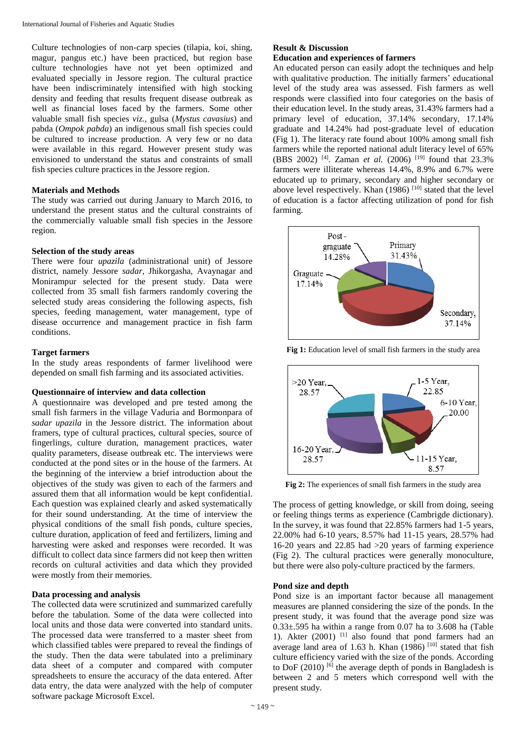Culture technologies of non-carp species (tilapia, koi, shing, magur, pangus etc.) have been practiced, but region base culture technologies have not yet been optimized and evaluated specially in Jessore region. The cultural practice have been indiscriminately intensified with high stocking density and feeding that results frequent disease outbreak as well as financial loses faced by the farmers. Some other valuable small fish species *viz.*, gulsa (*Mystus cavasius*) and pabda (*Ompok pabda*) an indigenous small fish species could be cultured to increase production. A very few or no data were available in this regard. However present study was envisioned to understand the status and constraints of small fish species culture practices in the Jessore region.

## Materials and Methods

The study was carried out during January to March 2016, to understand the present status and the cultural constraints of the commercially valuable small fish species in the Jessore region.

### Selection of the study areas

There were four *upazila* (administrational unit) of Jessore district, namely Jessore *sadar*, Jhikorgasha, Avaynagar and Monirampur selected for the present study. Data were collected from 35 small fish farmers randomly covering the selected study areas considering the following aspects, fish species, feeding management, water management, type of disease occurrence and management practice in fish farm conditions.

### Target farmers

In the study areas respondents of farmer livelihood were depended on small fish farming and its associated activities.

### Questionnaire of interview and data collection

A questionnaire was developed and pre tested among the small fish farmers in the village Vaduria and Bormonpara of *sadar upazila* in the Jessore district. The information about framers, type of cultural practices, cultural species, source of fingerlings, culture duration, management practices, water quality parameters, disease outbreak etc. The interviews were conducted at the pond sites or in the house of the farmers. At the beginning of the interview a brief introduction about the objectives of the study was given to each of the farmers and assured them that all information would be kept confidential. Each question was explained clearly and asked systematically for their sound understanding. At the time of interview the physical conditions of the small fish ponds, culture species, culture duration, application of feed and fertilizers, liming and harvesting were asked and responses were recorded. It was difficult to collect data since farmers did not keep then written records on cultural activities and data which they provided were mostly from their memories.

### Data processing and analysis

The collected data were scrutinized and summarized carefully before the tabulation. Some of the data were collected into local units and those data were converted into standard units. The processed data were transferred to a master sheet from which classified tables were prepared to reveal the findings of the study. Then the data were tabulated into a preliminary data sheet of a computer and compared with computer spreadsheets to ensure the accuracy of the data entered. After data entry, the data were analyzed with the help of computer software package Microsoft Excel.

## Result & Discussion

### Education and experiences of farmers

An educated person can easily adopt the techniques and help with qualitative production. The initially farmers' educational level of the study area was assessed. Fish farmers as well responds were classified into four categories on the basis of their education level. In the study areas, 31.43% farmers had a primary level of education, 37.14% secondary, 17.14% graduate and 14.24% had post-graduate level of education (Fig 1). The literacy rate found about 100% among small fish farmers while the reported national adult literacy level of 65% (BBS 2002) [4]. Zaman *et al.* (2006) [19] found that 23.3% farmers were illiterate whereas 14.4%, 8.9% and 6.7% were educated up to primary, secondary and higher secondary or above level respectively. Khan (1986) [10] stated that the level of education is a factor affecting utilization of pond for fish farming.

Post-graguate 14.28%; Primary 31.43%; Graguate 17.14%; Secondary, 37.14%

**Fig 1:** Education level of small fish farmers in the study area

>20 Year, 28.57; 1-5 Year, 22.85; 6-10 Year, 20.00; 11-15 Year, 8.57; 16-20 Year, 28.57

**Fig 2:** The experiences of small fish farmers in the study area

The process of getting knowledge, or skill from doing, seeing or feeling things terms as experience (Cambrigde dictionary). In the survey, it was found that 22.85% farmers had 1-5 years, 22.00% had 6-10 years, 8.57% had 11-15 years, 28.57% had 16-20 years and 22.85 had >20 years of farming experience (Fig 2). The cultural practices were generally monoculture, but there were also poly-culture practiced by the farmers.

### Pond size and depth

Pond size is an important factor because all management measures are planned considering the size of the ponds. In the present study, it was found that the average pond size was 0.33±.595 ha within a range from 0.07 ha to 3.608 ha (Table 1). Akter (2001) [1] also found that pond farmers had an average land area of 1.63 h. Khan (1986) [10] stated that fish culture efficiency varied with the size of the ponds. According to DoF (2010) [6] the average depth of ponds in Bangladesh is between 2 and 5 meters which correspond well with the present study.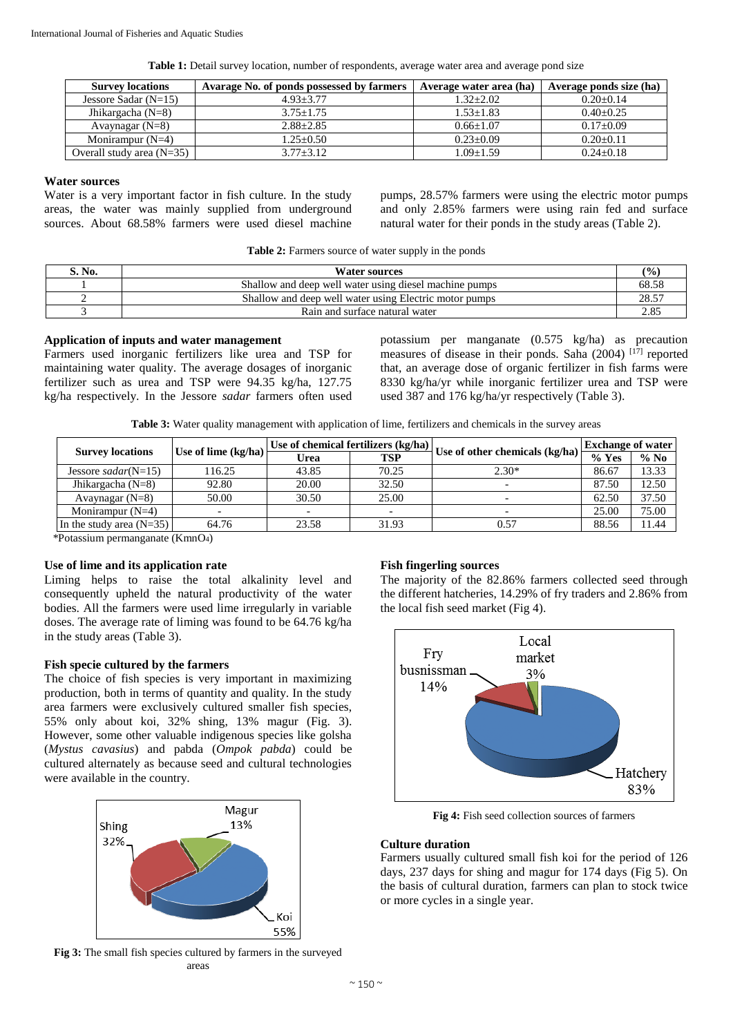**Table 1:** Detail survey location, number of respondents, average water area and average pond size

| Survey locations | Avarage No. of ponds possessed by farmers | Average water area (ha) | Average ponds size (ha) |
|---|---|---|---|
| Jessore Sadar (N=15) | 4.93±3.77 | 1.32±2.02 | 0.20±0.14 |
| Jhikargacha (N=8) | 3.75±1.75 | 1.53±1.83 | 0.40±0.25 |
| Avaynagar (N=8) | 2.88±2.85 | 0.66±1.07 | 0.17±0.09 |
| Monirampur (N=4) | 1.25±0.50 | 0.23±0.09 | 0.20±0.11 |
| Overall study area (N=35) | 3.77±3.12 | 1.09±1.59 | 0.24±0.18 |

### Water sources

Water is a very important factor in fish culture. In the study areas, the water was mainly supplied from underground sources. About 68.58% farmers were used diesel machine pumps, 28.57% farmers were using the electric motor pumps and only 2.85% farmers were using rain fed and surface natural water for their ponds in the study areas (Table 2).

**Table 2:** Farmers source of water supply in the ponds

| S. No. | Water sources | (%) |
|---|---|---|
| 1 | Shallow and deep well water using diesel machine pumps | 68.58 |
| 2 | Shallow and deep well water using Electric motor pumps | 28.57 |
| 3 | Rain and surface natural water | 2.85 |

### Application of inputs and water management

Farmers used inorganic fertilizers like urea and TSP for maintaining water quality. The average dosages of inorganic fertilizer such as urea and TSP were 94.35 kg/ha, 127.75 kg/ha respectively. In the Jessore *sadar* farmers often used potassium per manganate (0.575 kg/ha) as precaution measures of disease in their ponds. Saha (2004) [17] reported that, an average dose of organic fertilizer in fish farms were 8330 kg/ha/yr while inorganic fertilizer urea and TSP were used 387 and 176 kg/ha/yr respectively (Table 3).

**Table 3:** Water quality management with application of lime, fertilizers and chemicals in the survey areas

| Survey locations | Use of lime (kg/ha) | Use of chemical fertilizers (kg/ha) | | Use of other chemicals (kg/ha) | Exchange of water | |
|---|---|---|---|---|---|---|
| | | Urea | TSP | | % Yes | % No |
| Jessore *sadar*(N=15) | 116.25 | 43.85 | 70.25 | 2.30* | 86.67 | 13.33 |
| Jhikargacha (N=8) | 92.80 | 20.00 | 32.50 | - | 87.50 | 12.50 |
| Avaynagar (N=8) | 50.00 | 30.50 | 25.00 | - | 62.50 | 37.50 |
| Monirampur (N=4) | - | - | - | - | 25.00 | 75.00 |
| In the study area (N=35) | 64.76 | 23.58 | 31.93 | 0.57 | 88.56 | 11.44 |

*Potassium permanganate ($KmnO_4$)

### Use of lime and its application rate

Liming helps to raise the total alkalinity level and consequently upheld the natural productivity of the water bodies. All the farmers were used lime irregularly in variable doses. The average rate of liming was found to be 64.76 kg/ha in the study areas (Table 3).

### Fish specie cultured by the farmers

The choice of fish species is very important in maximizing production, both in terms of quantity and quality. In the study area farmers were exclusively cultured smaller fish species, 55% only about koi, 32% shing, 13% magur (Fig. 3). However, some other valuable indigenous species like golsha (*Mystus cavasius*) and pabda (*Ompok pabda*) could be cultured alternately as because seed and cultural technologies were available in the country.

**Fig 3:** The small fish species cultured by farmers in the surveyed areas

### Fish fingerling sources

The majority of the 82.86% farmers collected seed through the different hatcheries, 14.29% of fry traders and 2.86% from the local fish seed market (Fig 4).

**Fig 4:** Fish seed collection sources of farmers

### Culture duration

Farmers usually cultured small fish koi for the period of 126 days, 237 days for shing and magur for 174 days (Fig 5). On the basis of cultural duration, farmers can plan to stock twice or more cycles in a single year.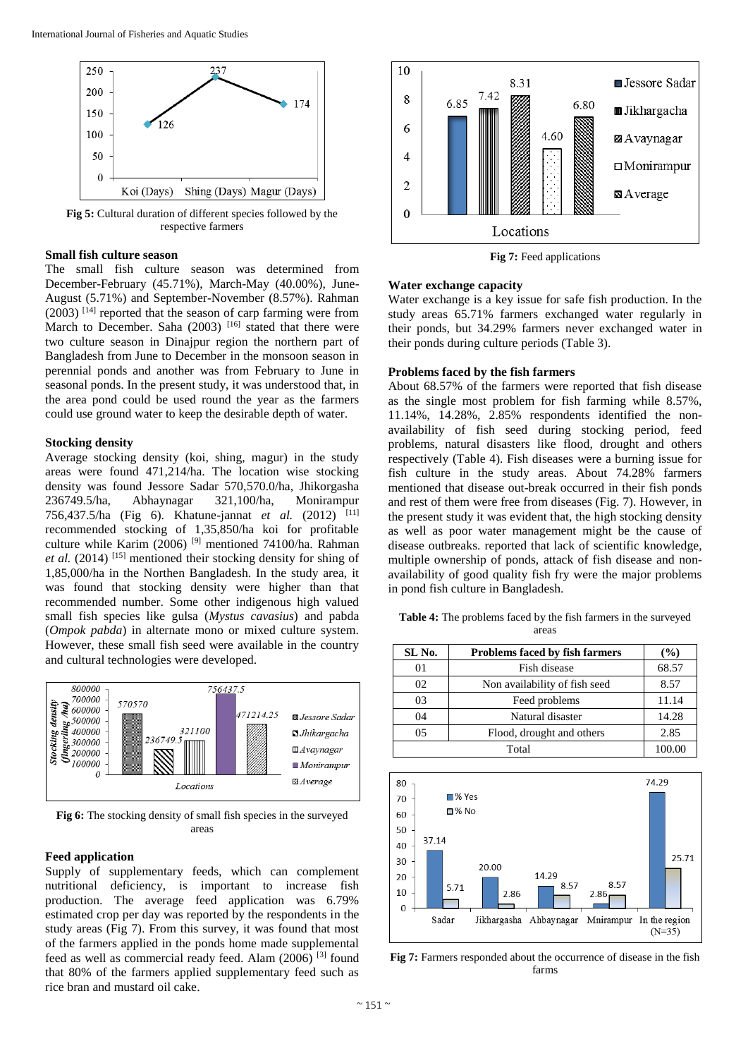Fig 5: Cultural duration of different species followed by the respective farmers

### Small fish culture season

The small fish culture season was determined from December-February (45.71%), March-May (40.00%), June-August (5.71%) and September-November (8.57%). Rahman (2003) [14] reported that the season of carp farming were from March to December. Saha (2003) [16] stated that there were two culture season in Dinajpur region the northern part of Bangladesh from June to December in the monsoon season in perennial ponds and another was from February to June in seasonal ponds. In the present study, it was understood that, in the area pond could be used round the year as the farmers could use ground water to keep the desirable depth of water.

### Stocking density

Average stocking density (koi, shing, magur) in the study areas were found 471,214/ha. The location wise stocking density was found Jessore Sadar 570,570.0/ha, Jhikorgasha 236749.5/ha, Abhaynagar 321,100/ha, Monirampur 756,437.5/ha (Fig 6). Khatune-jannat *et al.* (2012) [11] recommended stocking of 1,35,850/ha koi for profitable culture while Karim (2006) [9] mentioned 74100/ha. Rahman *et al.* (2014) [15] mentioned their stocking density for shing of 1,85,000/ha in the Northen Bangladesh. In the study area, it was found that stocking density were higher than that recommended number. Some other indigenous high valued small fish species like gulsa (*Mystus cavasius*) and pabda (*Ompok pabda*) in alternate mono or mixed culture system. However, these small fish seed were available in the country and cultural technologies were developed.

Fig 6: The stocking density of small fish species in the surveyed areas

### Feed application

Supply of supplementary feeds, which can complement nutritional deficiency, is important to increase fish production. The average feed application was 6.79% estimated crop per day was reported by the respondents in the study areas (Fig 7). From this survey, it was found that most of the farmers applied in the ponds home made supplemental feed as well as commercial ready feed. Alam (2006) [3] found that 80% of the farmers applied supplementary feed such as rice bran and mustard oil cake.

Fig 7: Feed applications

### Water exchange capacity

Water exchange is a key issue for safe fish production. In the study areas 65.71% farmers exchanged water regularly in their ponds, but 34.29% farmers never exchanged water in their ponds during culture periods (Table 3).

### Problems faced by the fish farmers

About 68.57% of the farmers were reported that fish disease as the single most problem for fish farming while 8.57%, 11.14%, 14.28%, 2.85% respondents identified the non-availability of fish seed during stocking period, feed problems, natural disasters like flood, drought and others respectively (Table 4). Fish diseases were a burning issue for fish culture in the study areas. About 74.28% farmers mentioned that disease out-break occurred in their fish ponds and rest of them were free from diseases (Fig. 7). However, in the present study it was evident that, the high stocking density as well as poor water management might be the cause of disease outbreaks. reported that lack of scientific knowledge, multiple ownership of ponds, attack of fish disease and non-availability of good quality fish fry were the major problems in pond fish culture in Bangladesh.

**Table 4:** The problems faced by the fish farmers in the surveyed areas

| SL No. | Problems faced by fish farmers | (%) |
|---|---|---|
| 01 | Fish disease | 68.57 |
| 02 | Non availability of fish seed | 8.57 |
| 03 | Feed problems | 11.14 |
| 04 | Natural disaster | 14.28 |
| 05 | Flood, drought and others | 2.85 |
| | Total | 100.00 |

Fig 7: Farmers responded about the occurrence of disease in the fish farms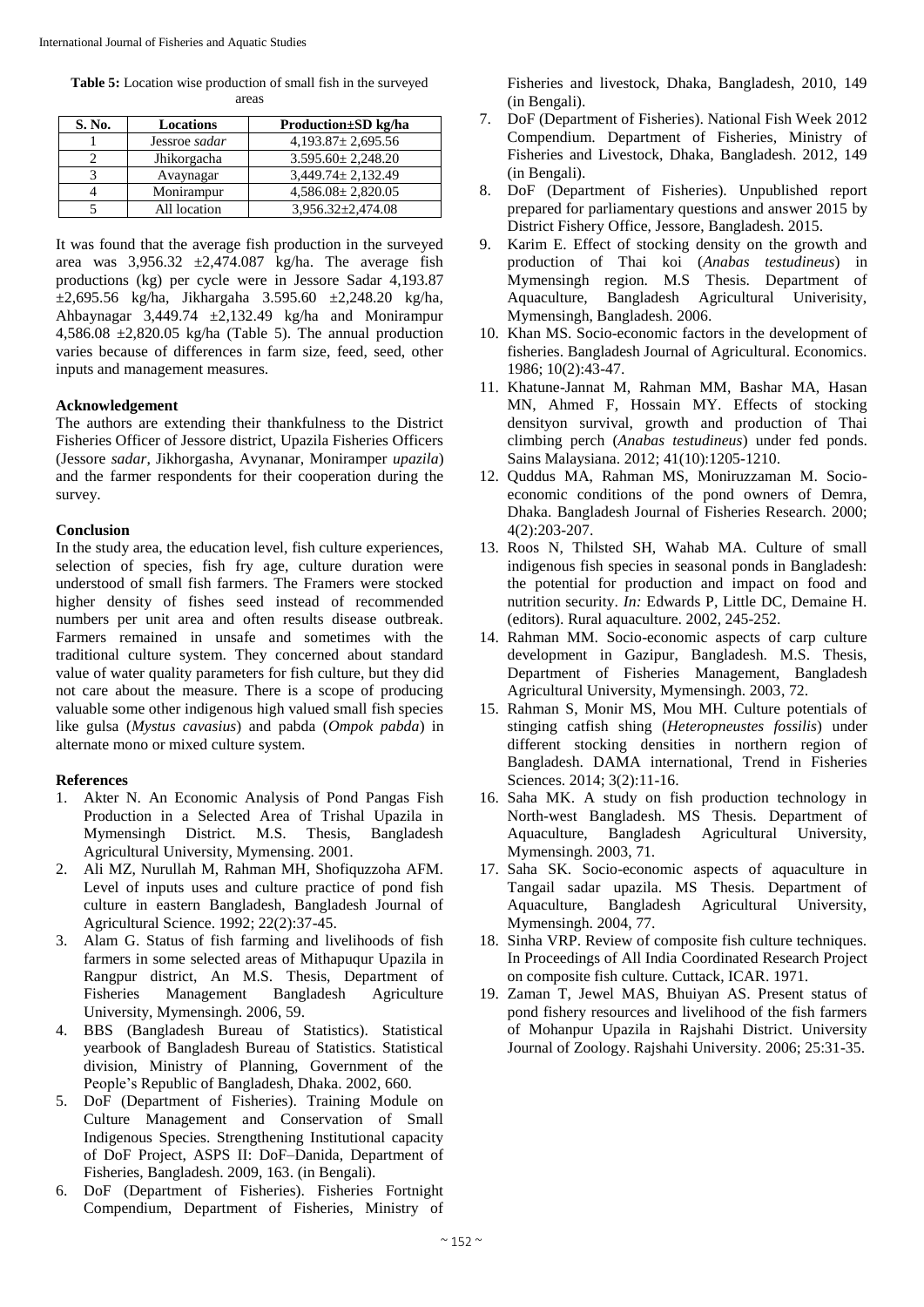**Table 5:** Location wise production of small fish in the surveyed areas

| S. No. | Locations | Production±SD kg/ha |
|---|---|---|
| 1 | Jessroe *sadar* | 4,193.87± 2,695.56 |
| 2 | Jhikorgacha | 3.595.60± 2,248.20 |
| 3 | Avaynagar | 3,449.74± 2,132.49 |
| 4 | Monirampur | 4,586.08± 2,820.05 |
| 5 | All location | 3,956.32±2,474.08 |

It was found that the average fish production in the surveyed area was 3,956.32 ±2,474.087 kg/ha. The average fish productions (kg) per cycle were in Jessore Sadar 4,193.87 ±2,695.56 kg/ha, Jikhargaha 3.595.60 ±2,248.20 kg/ha, Ahbaynagar 3,449.74 ±2,132.49 kg/ha and Monirampur 4,586.08 ±2,820.05 kg/ha (Table 5). The annual production varies because of differences in farm size, feed, seed, other inputs and management measures.

**Acknowledgement**

The authors are extending their thankfulness to the District Fisheries Officer of Jessore district, Upazila Fisheries Officers (Jessore *sadar*, Jikhorgasha, Avynanar, Moniramper *upazila*) and the farmer respondents for their cooperation during the survey.

**Conclusion**

In the study area, the education level, fish culture experiences, selection of species, fish fry age, culture duration were understood of small fish farmers. The Framers were stocked higher density of fishes seed instead of recommended numbers per unit area and often results disease outbreak. Farmers remained in unsafe and sometimes with the traditional culture system. They concerned about standard value of water quality parameters for fish culture, but they did not care about the measure. There is a scope of producing valuable some other indigenous high valued small fish species like gulsa (*Mystus cavasius*) and pabda (*Ompok pabda*) in alternate mono or mixed culture system.

**References**

1. Akter N. An Economic Analysis of Pond Pangas Fish Production in a Selected Area of Trishal Upazila in Mymensingh District. M.S. Thesis, Bangladesh Agricultural University, Mymensing. 2001.
2. Ali MZ, Nurullah M, Rahman MH, Shofiquzzoha AFM. Level of inputs uses and culture practice of pond fish culture in eastern Bangladesh, Bangladesh Journal of Agricultural Science. 1992; 22(2):37-45.
3. Alam G. Status of fish farming and livelihoods of fish farmers in some selected areas of Mithapuqur Upazila in Rangpur district, An M.S. Thesis, Department of Fisheries Management Bangladesh Agriculture University, Mymensingh. 2006, 59.
4. BBS (Bangladesh Bureau of Statistics). Statistical yearbook of Bangladesh Bureau of Statistics. Statistical division, Ministry of Planning, Government of the People's Republic of Bangladesh, Dhaka. 2002, 660.
5. DoF (Department of Fisheries). Training Module on Culture Management and Conservation of Small Indigenous Species. Strengthening Institutional capacity of DoF Project, ASPS II: DoF–Danida, Department of Fisheries, Bangladesh. 2009, 163. (in Bengali).
6. DoF (Department of Fisheries). Fisheries Fortnight Compendium, Department of Fisheries, Ministry of Fisheries and livestock, Dhaka, Bangladesh, 2010, 149 (in Bengali).
7. DoF (Department of Fisheries). National Fish Week 2012 Compendium. Department of Fisheries, Ministry of Fisheries and Livestock, Dhaka, Bangladesh. 2012, 149 (in Bengali).
8. DoF (Department of Fisheries). Unpublished report prepared for parliamentary questions and answer 2015 by District Fishery Office, Jessore, Bangladesh. 2015.
9. Karim E. Effect of stocking density on the growth and production of Thai koi (*Anabas testudineus*) in Mymensingh region. M.S Thesis. Department of Aquaculture, Bangladesh Agricultural Univerisity, Mymensingh, Bangladesh. 2006.
10. Khan MS. Socio-economic factors in the development of fisheries. Bangladesh Journal of Agricultural. Economics. 1986; 10(2):43-47.
11. Khatune-Jannat M, Rahman MM, Bashar MA, Hasan MN, Ahmed F, Hossain MY. Effects of stocking densityon survival, growth and production of Thai climbing perch (*Anabas testudineus*) under fed ponds. Sains Malaysiana. 2012; 41(10):1205-1210.
12. Quddus MA, Rahman MS, Moniruzzaman M. Socio-economic conditions of the pond owners of Demra, Dhaka. Bangladesh Journal of Fisheries Research. 2000; 4(2):203-207.
13. Roos N, Thilsted SH, Wahab MA. Culture of small indigenous fish species in seasonal ponds in Bangladesh: the potential for production and impact on food and nutrition security. *In:* Edwards P, Little DC, Demaine H. (editors). Rural aquaculture. 2002, 245-252.
14. Rahman MM. Socio-economic aspects of carp culture development in Gazipur, Bangladesh. M.S. Thesis, Department of Fisheries Management, Bangladesh Agricultural University, Mymensingh. 2003, 72.
15. Rahman S, Monir MS, Mou MH. Culture potentials of stinging catfish shing (*Heteropneustes fossilis*) under different stocking densities in northern region of Bangladesh. DAMA international, Trend in Fisheries Sciences. 2014; 3(2):11-16.
16. Saha MK. A study on fish production technology in North-west Bangladesh. MS Thesis. Department of Aquaculture, Bangladesh Agricultural University, Mymensingh. 2003, 71.
17. Saha SK. Socio-economic aspects of aquaculture in Tangail sadar upazila. MS Thesis. Department of Aquaculture, Bangladesh Agricultural University, Mymensingh. 2004, 77.
18. Sinha VRP. Review of composite fish culture techniques. In Proceedings of All India Coordinated Research Project on composite fish culture. Cuttack, ICAR. 1971.
19. Zaman T, Jewel MAS, Bhuiyan AS. Present status of pond fishery resources and livelihood of the fish farmers of Mohanpur Upazila in Rajshahi District. University Journal of Zoology. Rajshahi University. 2006; 25:31-35.